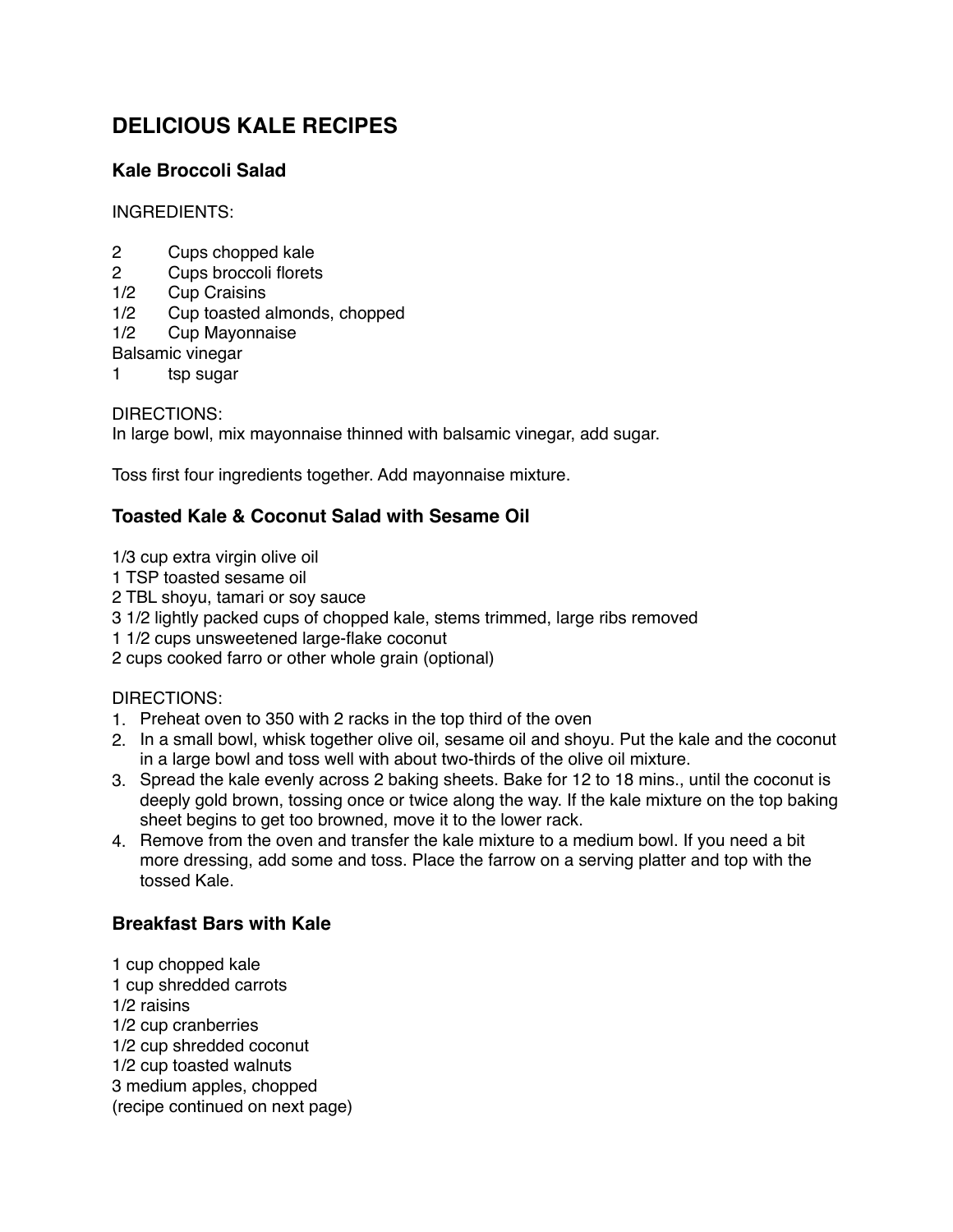# DELICIOUS KALE RECIPES

## Kale Broccoli Salad

INGREDIENTS:

| | |
|---|---|
| 2 | Cups chopped kale |
| 2 | Cups broccoli florets |
| 1/2 | Cup Craisins |
| 1/2 | Cup toasted almonds, chopped |
| 1/2 | Cup Mayonnaise |
| Balsamic vinegar | |
| 1 | tsp sugar |

DIRECTIONS:
In large bowl, mix mayonnaise thinned with balsamic vinegar, add sugar.

Toss first four ingredients together. Add mayonnaise mixture.

## Toasted Kale & Coconut Salad with Sesame Oil

1/3 cup extra virgin olive oil
1 TSP toasted sesame oil
2 TBL shoyu, tamari or soy sauce
3 1/2 lightly packed cups of chopped kale, stems trimmed, large ribs removed
1 1/2 cups unsweetened large-flake coconut
2 cups cooked farro or other whole grain (optional)

DIRECTIONS:

1. Preheat oven to 350 with 2 racks in the top third of the oven
2. In a small bowl, whisk together olive oil, sesame oil and shoyu. Put the kale and the coconut in a large bowl and toss well with about two-thirds of the olive oil mixture.
3. Spread the kale evenly across 2 baking sheets. Bake for 12 to 18 mins., until the coconut is deeply gold brown, tossing once or twice along the way. If the kale mixture on the top baking sheet begins to get too browned, move it to the lower rack.
4. Remove from the oven and transfer the kale mixture to a medium bowl. If you need a bit more dressing, add some and toss. Place the farrow on a serving platter and top with the tossed Kale.

## Breakfast Bars with Kale

1 cup chopped kale
1 cup shredded carrots
1/2 raisins
1/2 cup cranberries
1/2 cup shredded coconut
1/2 cup toasted walnuts
3 medium apples, chopped
(recipe continued on next page)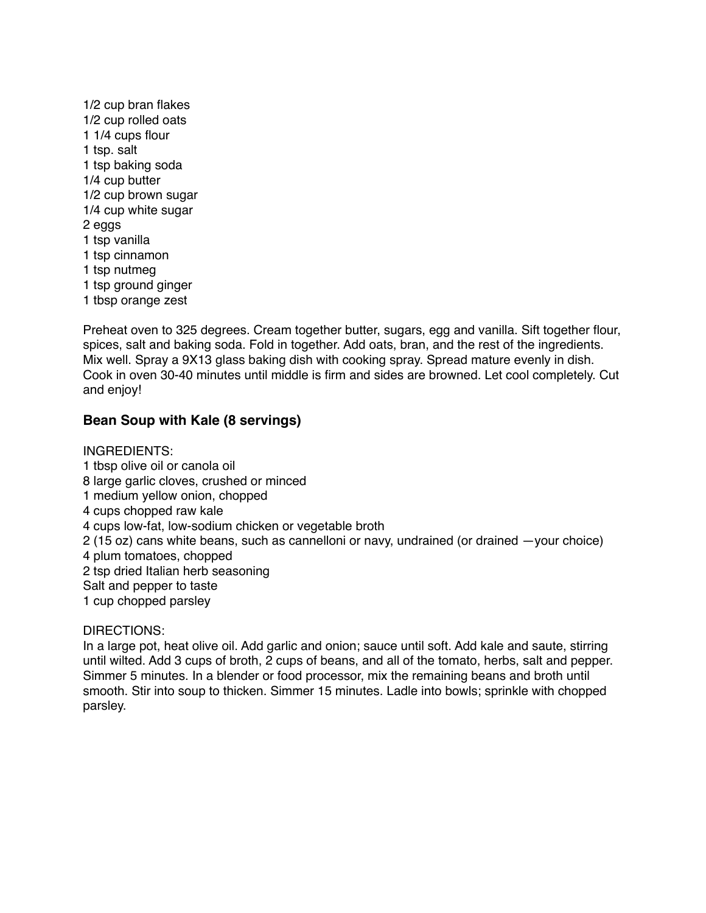1/2 cup bran flakes
1/2 cup rolled oats
1 1/4 cups flour
1 tsp. salt
1 tsp baking soda
1/4 cup butter
1/2 cup brown sugar
1/4 cup white sugar
2 eggs
1 tsp vanilla
1 tsp cinnamon
1 tsp nutmeg
1 tsp ground ginger
1 tbsp orange zest

Preheat oven to 325 degrees. Cream together butter, sugars, egg and vanilla. Sift together flour, spices, salt and baking soda. Fold in together. Add oats, bran, and the rest of the ingredients. Mix well. Spray a 9X13 glass baking dish with cooking spray. Spread mature evenly in dish. Cook in oven 30-40 minutes until middle is firm and sides are browned. Let cool completely. Cut and enjoy!

### Bean Soup with Kale (8 servings)

INGREDIENTS:
1 tbsp olive oil or canola oil
8 large garlic cloves, crushed or minced
1 medium yellow onion, chopped
4 cups chopped raw kale
4 cups low-fat, low-sodium chicken or vegetable broth
2 (15 oz) cans white beans, such as cannelloni or navy, undrained (or drained —your choice)
4 plum tomatoes, chopped
2 tsp dried Italian herb seasoning
Salt and pepper to taste
1 cup chopped parsley

DIRECTIONS:
In a large pot, heat olive oil. Add garlic and onion; sauce until soft. Add kale and saute, stirring until wilted. Add 3 cups of broth, 2 cups of beans, and all of the tomato, herbs, salt and pepper. Simmer 5 minutes. In a blender or food processor, mix the remaining beans and broth until smooth. Stir into soup to thicken. Simmer 15 minutes. Ladle into bowls; sprinkle with chopped parsley.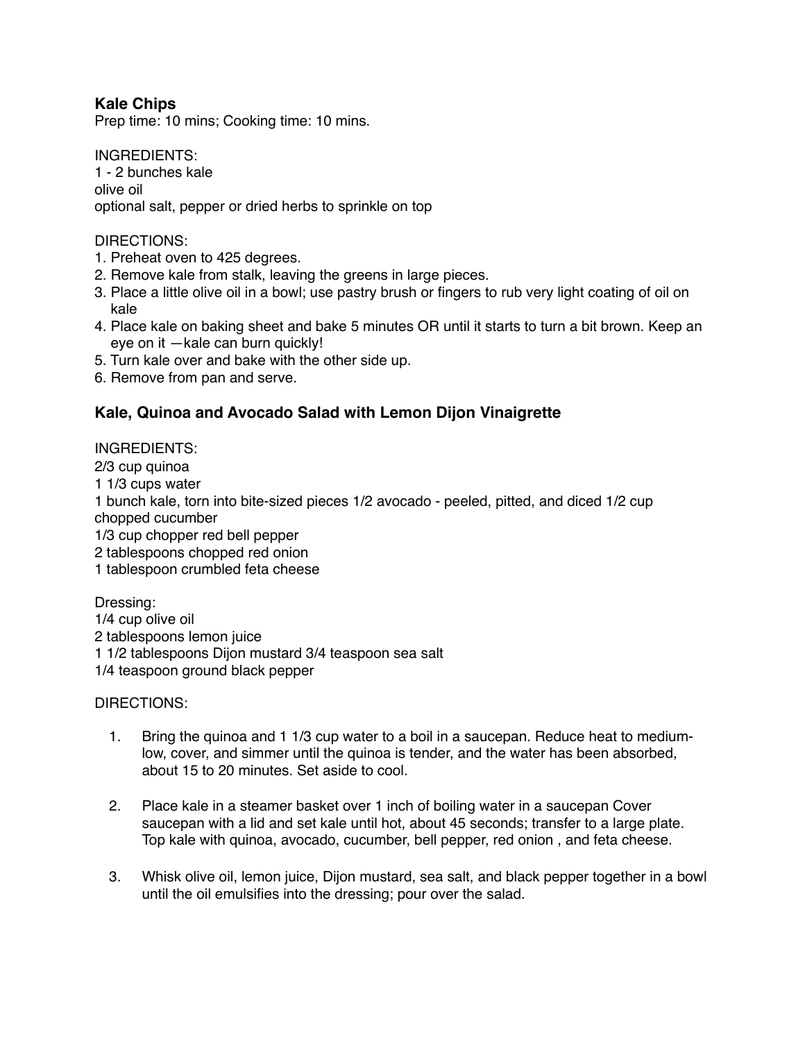### Kale Chips

Prep time: 10 mins; Cooking time: 10 mins.

INGREDIENTS:
1 - 2 bunches kale
olive oil
optional salt, pepper or dried herbs to sprinkle on top

DIRECTIONS:
1. Preheat oven to 425 degrees.
2. Remove kale from stalk, leaving the greens in large pieces.
3. Place a little olive oil in a bowl; use pastry brush or fingers to rub very light coating of oil on kale
4. Place kale on baking sheet and bake 5 minutes OR until it starts to turn a bit brown. Keep an eye on it —kale can burn quickly!
5. Turn kale over and bake with the other side up.
6. Remove from pan and serve.

### Kale, Quinoa and Avocado Salad with Lemon Dijon Vinaigrette

INGREDIENTS:
2/3 cup quinoa
1 1/3 cups water
1 bunch kale, torn into bite-sized pieces 1/2 avocado - peeled, pitted, and diced 1/2 cup chopped cucumber
1/3 cup chopper red bell pepper
2 tablespoons chopped red onion
1 tablespoon crumbled feta cheese

Dressing:
1/4 cup olive oil
2 tablespoons lemon juice
1 1/2 tablespoons Dijon mustard 3/4 teaspoon sea salt
1/4 teaspoon ground black pepper

DIRECTIONS:

1. Bring the quinoa and 1 1/3 cup water to a boil in a saucepan. Reduce heat to medium-low, cover, and simmer until the quinoa is tender, and the water has been absorbed, about 15 to 20 minutes. Set aside to cool.

2. Place kale in a steamer basket over 1 inch of boiling water in a saucepan Cover saucepan with a lid and set kale until hot, about 45 seconds; transfer to a large plate. Top kale with quinoa, avocado, cucumber, bell pepper, red onion , and feta cheese.

3. Whisk olive oil, lemon juice, Dijon mustard, sea salt, and black pepper together in a bowl until the oil emulsifies into the dressing; pour over the salad.